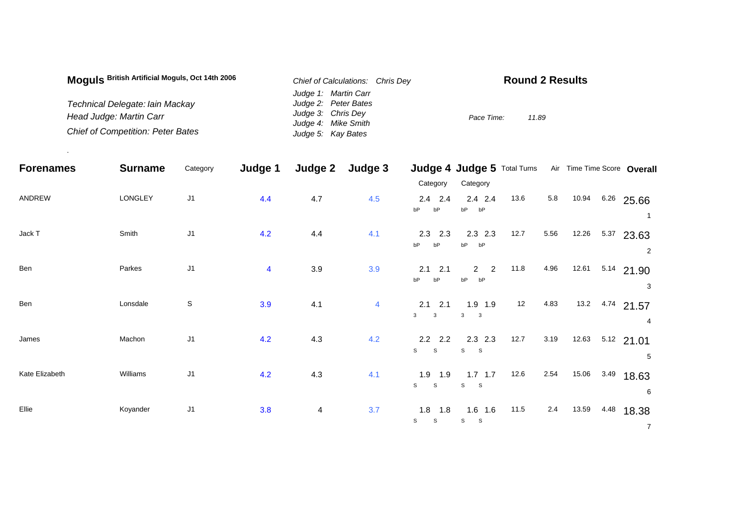**Moguls** **British Artificial Moguls, Oct 14th 2006**

*Technical Delegate: Iain Mackay*
*Head Judge: Martin Carr*
*Chief of Competition: Peter Bates*

*Chief of Calculations: Chris Dey*
*Judge 1: Martin Carr*
*Judge 2: Peter Bates*
*Judge 3: Chris Dey*
*Judge 4: Mike Smith*
*Judge 5: Kay Bates*

## Round 2 Results

*Pace Time:* *11.89*

| Forenames | Surname | Category | Judge 1 | Judge 2 | Judge 3 | Judge 4 Category | | Judge 5 Category | | Total Turns | Air | Time | Time Score | Overall |
|---|---|---|---|---|---|---|---|---|---|---|---|---|---|---|
| ANDREW | LONGLEY | J1 | 4.4 | 4.7 | 4.5 | 2.4 bP | 2.4 bP | 2.4 bP | 2.4 bP | 13.6 | 5.8 | 10.94 | 6.26 | 25.66 (1) |
| Jack T | Smith | J1 | 4.2 | 4.4 | 4.1 | 2.3 bP | 2.3 bP | 2.3 bP | 2.3 bP | 12.7 | 5.56 | 12.26 | 5.37 | 23.63 (2) |
| Ben | Parkes | J1 | 4 | 3.9 | 3.9 | 2.1 bP | 2.1 bP | 2 bP | 2 bP | 11.8 | 4.96 | 12.61 | 5.14 | 21.90 (3) |
| Ben | Lonsdale | S | 3.9 | 4.1 | 4 | 2.1 3 | 2.1 3 | 1.9 3 | 1.9 3 | 12 | 4.83 | 13.2 | 4.74 | 21.57 (4) |
| James | Machon | J1 | 4.2 | 4.3 | 4.2 | 2.2 S | 2.2 S | 2.3 S | 2.3 S | 12.7 | 3.19 | 12.63 | 5.12 | 21.01 (5) |
| Kate Elizabeth | Williams | J1 | 4.2 | 4.3 | 4.1 | 1.9 S | 1.9 S | 1.7 S | 1.7 S | 12.6 | 2.54 | 15.06 | 3.49 | 18.63 (6) |
| Ellie | Koyander | J1 | 3.8 | 4 | 3.7 | 1.8 S | 1.8 S | 1.6 S | 1.6 S | 11.5 | 2.4 | 13.59 | 4.48 | 18.38 (7) |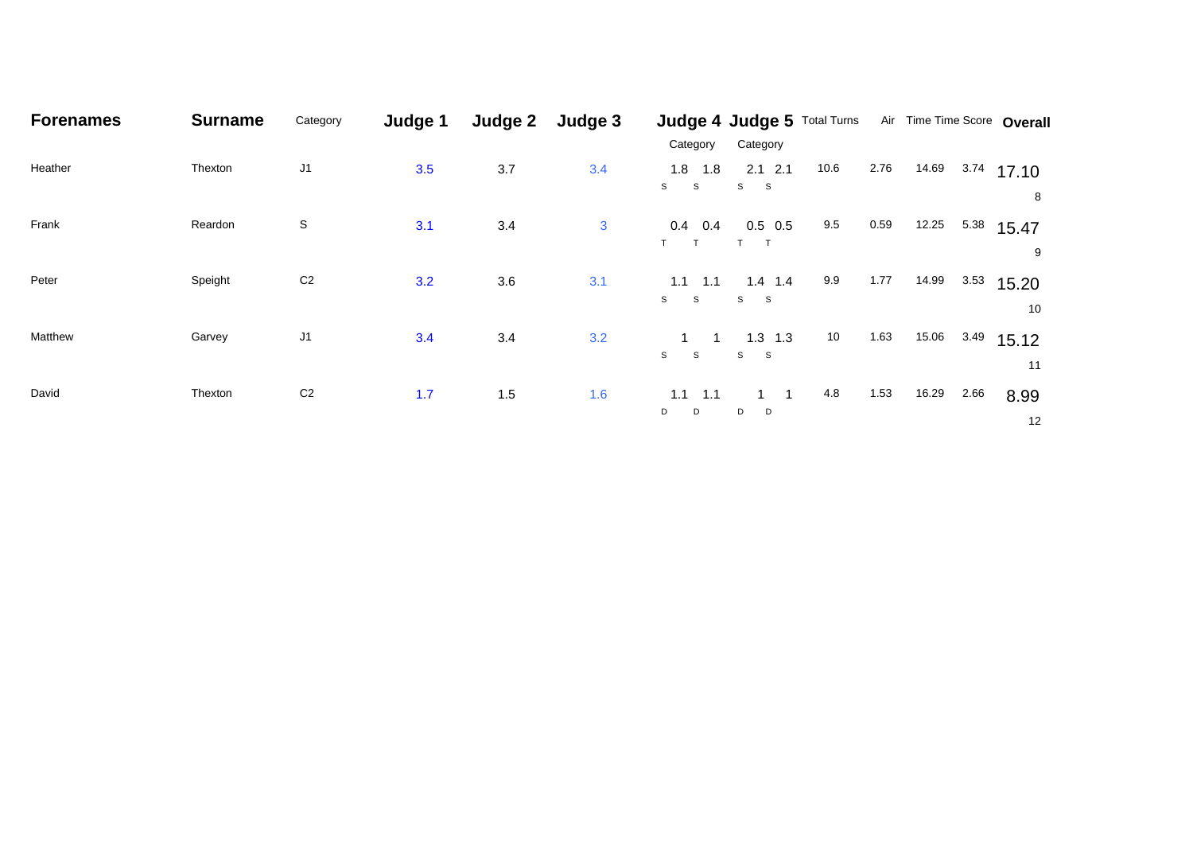| Forenames | Surname | Category | Judge 1 | Judge 2 | Judge 3 | Judge 4 Category | | Judge 5 Category | | Total Turns | Air | Time | Time Score | Overall |
|---|---|---|---|---|---|---|---|---|---|---|---|---|---|---|
| Heather | Thexton | J1 | 3.5 | 3.7 | 3.4 | 1.8 S | 1.8 S | 2.1 S | 2.1 S | 10.6 | 2.76 | 14.69 | 3.74 | 17.10 8 |
| Frank | Reardon | S | 3.1 | 3.4 | 3 | 0.4 T | 0.4 T | 0.5 T | 0.5 T | 9.5 | 0.59 | 12.25 | 5.38 | 15.47 9 |
| Peter | Speight | C2 | 3.2 | 3.6 | 3.1 | 1.1 S | 1.1 S | 1.4 S | 1.4 S | 9.9 | 1.77 | 14.99 | 3.53 | 15.20 10 |
| Matthew | Garvey | J1 | 3.4 | 3.4 | 3.2 | 1 S | 1 S | 1.3 S | 1.3 S | 10 | 1.63 | 15.06 | 3.49 | 15.12 11 |
| David | Thexton | C2 | 1.7 | 1.5 | 1.6 | 1.1 D | 1.1 D | 1 D | 1 D | 4.8 | 1.53 | 16.29 | 2.66 | 8.99 12 |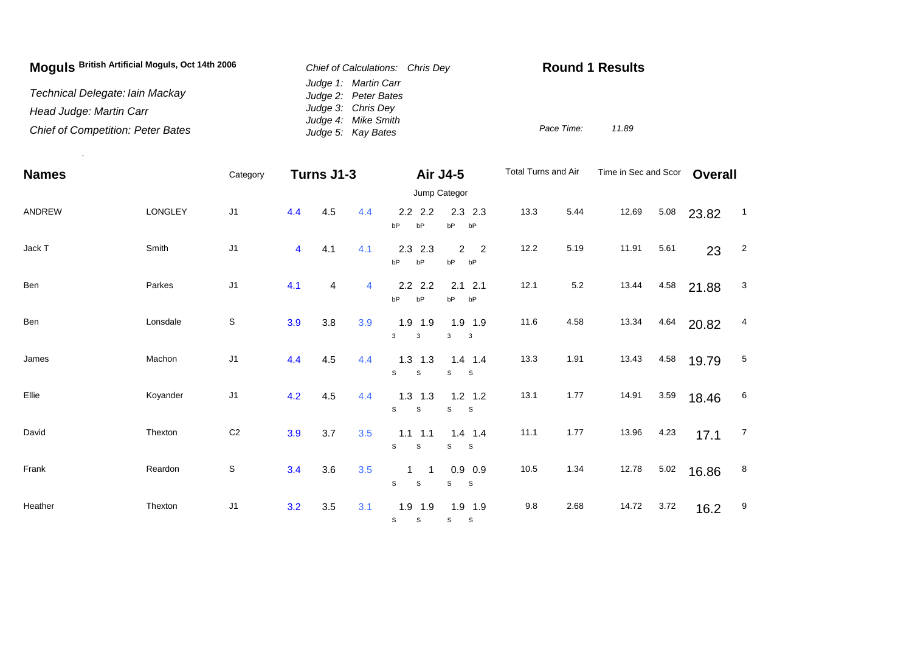**Moguls** **British Artificial Moguls, Oct 14th 2006**

*Technical Delegate: Iain Mackay*

*Head Judge: Martin Carr*

*Chief of Competition: Peter Bates*

*Chief of Calculations: Chris Dey*

*Judge 1: Martin Carr*

*Judge 2: Peter Bates*

*Judge 3: Chris Dey*

*Judge 4: Mike Smith*

*Judge 5: Kay Bates*

## Round 1 Results

*Pace Time:* *11.89*

.

| Names | | Category | Turns J1-3 | | | Air J4-5 | | | | Total Turns and Air | | Time in Sec and Scor | | Overall | |
|---|---|---|---|---|---|---|---|---|---|---|---|---|---|---|---|
| | | | | | | Jump Categor | | | | | | | | | |
| ANDREW | LONGLEY | J1 | 4.4 | 4.5 | 4.4 | 2.2 bP | 2.2 bP | 2.3 bP | 2.3 bP | 13.3 | 5.44 | 12.69 | 5.08 | 23.82 | 1 |
| Jack T | Smith | J1 | 4 | 4.1 | 4.1 | 2.3 bP | 2.3 bP | 2 bP | 2 bP | 12.2 | 5.19 | 11.91 | 5.61 | 23 | 2 |
| Ben | Parkes | J1 | 4.1 | 4 | 4 | 2.2 bP | 2.2 bP | 2.1 bP | 2.1 bP | 12.1 | 5.2 | 13.44 | 4.58 | 21.88 | 3 |
| Ben | Lonsdale | S | 3.9 | 3.8 | 3.9 | 1.9 3 | 1.9 3 | 1.9 3 | 1.9 3 | 11.6 | 4.58 | 13.34 | 4.64 | 20.82 | 4 |
| James | Machon | J1 | 4.4 | 4.5 | 4.4 | 1.3 S | 1.3 S | 1.4 S | 1.4 S | 13.3 | 1.91 | 13.43 | 4.58 | 19.79 | 5 |
| Ellie | Koyander | J1 | 4.2 | 4.5 | 4.4 | 1.3 S | 1.3 S | 1.2 S | 1.2 S | 13.1 | 1.77 | 14.91 | 3.59 | 18.46 | 6 |
| David | Thexton | C2 | 3.9 | 3.7 | 3.5 | 1.1 S | 1.1 S | 1.4 S | 1.4 S | 11.1 | 1.77 | 13.96 | 4.23 | 17.1 | 7 |
| Frank | Reardon | S | 3.4 | 3.6 | 3.5 | 1 S | 1 S | 0.9 S | 0.9 S | 10.5 | 1.34 | 12.78 | 5.02 | 16.86 | 8 |
| Heather | Thexton | J1 | 3.2 | 3.5 | 3.1 | 1.9 S | 1.9 S | 1.9 S | 1.9 S | 9.8 | 2.68 | 14.72 | 3.72 | 16.2 | 9 |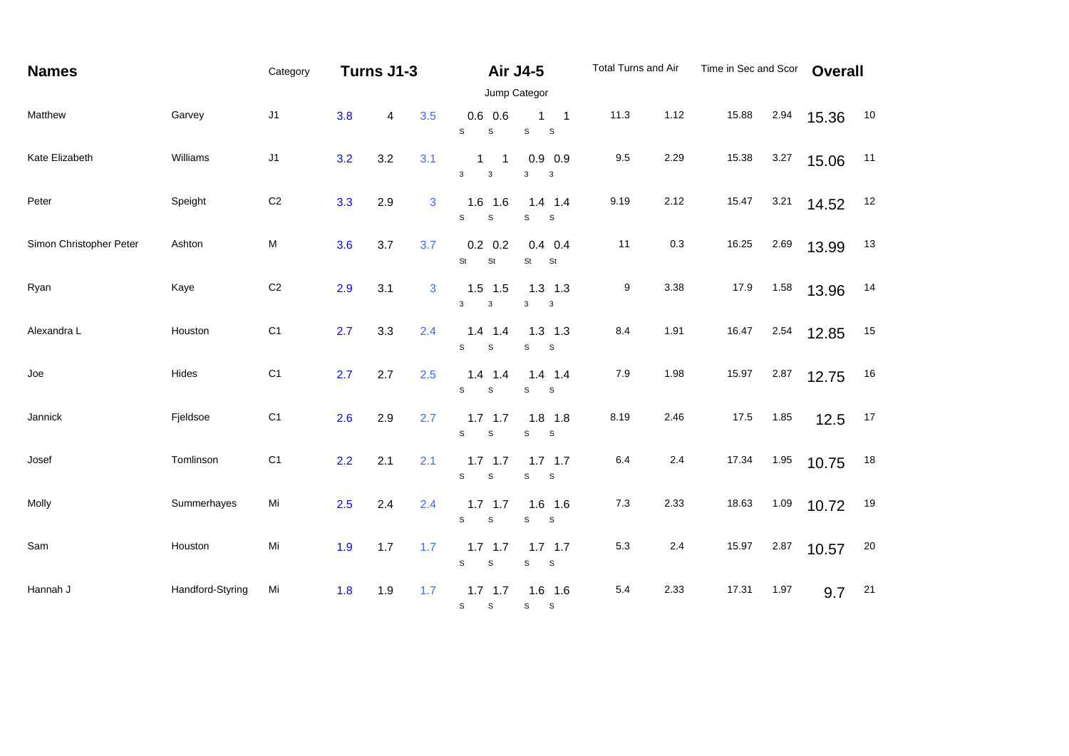| Names | | Category | Turns J1-3 | | | Air J4-5 | | | | Total Turns and Air | | Time in Sec and Scor | | Overall | |
|---|---|---|---|---|---|---|---|---|---|---|---|---|---|---|---|
| | | | | | | Jump Categor | | | | | | | | | |
| Matthew | Garvey | J1 | 3.8 | 4 | 3.5 | 0.6 S | 0.6 S | 1 S | 1 S | 11.3 | 1.12 | 15.88 | 2.94 | 15.36 | 10 |
| Kate Elizabeth | Williams | J1 | 3.2 | 3.2 | 3.1 | 1 3 | 1 3 | 0.9 3 | 0.9 3 | 9.5 | 2.29 | 15.38 | 3.27 | 15.06 | 11 |
| Peter | Speight | C2 | 3.3 | 2.9 | 3 | 1.6 S | 1.6 S | 1.4 S | 1.4 S | 9.19 | 2.12 | 15.47 | 3.21 | 14.52 | 12 |
| Simon Christopher Peter | Ashton | M | 3.6 | 3.7 | 3.7 | 0.2 St | 0.2 St | 0.4 St | 0.4 St | 11 | 0.3 | 16.25 | 2.69 | 13.99 | 13 |
| Ryan | Kaye | C2 | 2.9 | 3.1 | 3 | 1.5 3 | 1.5 3 | 1.3 3 | 1.3 3 | 9 | 3.38 | 17.9 | 1.58 | 13.96 | 14 |
| Alexandra L | Houston | C1 | 2.7 | 3.3 | 2.4 | 1.4 S | 1.4 S | 1.3 S | 1.3 S | 8.4 | 1.91 | 16.47 | 2.54 | 12.85 | 15 |
| Joe | Hides | C1 | 2.7 | 2.7 | 2.5 | 1.4 S | 1.4 S | 1.4 S | 1.4 S | 7.9 | 1.98 | 15.97 | 2.87 | 12.75 | 16 |
| Jannick | Fjeldsoe | C1 | 2.6 | 2.9 | 2.7 | 1.7 S | 1.7 S | 1.8 S | 1.8 S | 8.19 | 2.46 | 17.5 | 1.85 | 12.5 | 17 |
| Josef | Tomlinson | C1 | 2.2 | 2.1 | 2.1 | 1.7 S | 1.7 S | 1.7 S | 1.7 S | 6.4 | 2.4 | 17.34 | 1.95 | 10.75 | 18 |
| Molly | Summerhayes | Mi | 2.5 | 2.4 | 2.4 | 1.7 S | 1.7 S | 1.6 S | 1.6 S | 7.3 | 2.33 | 18.63 | 1.09 | 10.72 | 19 |
| Sam | Houston | Mi | 1.9 | 1.7 | 1.7 | 1.7 S | 1.7 S | 1.7 S | 1.7 S | 5.3 | 2.4 | 15.97 | 2.87 | 10.57 | 20 |
| Hannah J | Handford-Styring | Mi | 1.8 | 1.9 | 1.7 | 1.7 S | 1.7 S | 1.6 S | 1.6 S | 5.4 | 2.33 | 17.31 | 1.97 | 9.7 | 21 |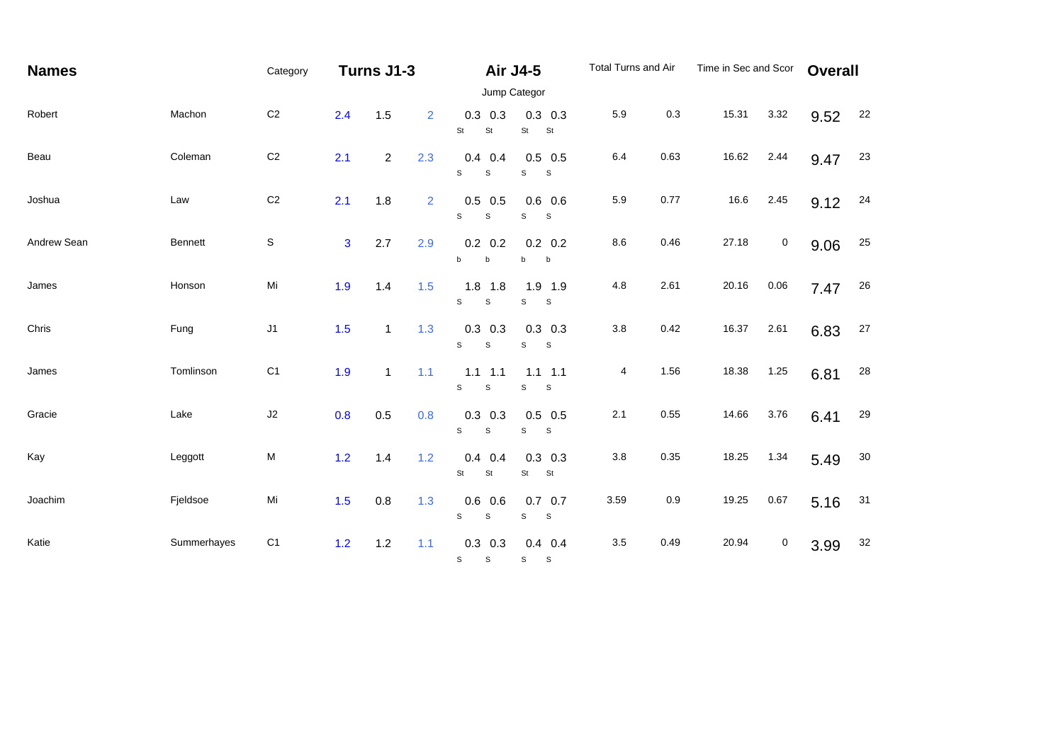| Names | | Category | Turns J1-3 | | | Air J4-5 | | | | Total Turns and Air | | Time in Sec and Scor | | Overall | |
|---|---|---|---|---|---|---|---|---|---|---|---|---|---|---|---|
| | | | | | | Jump Categor | | | | | | | | | |
| Robert | Machon | C2 | 2.4 | 1.5 | 2 | 0.3 St | 0.3 St | 0.3 St | 0.3 St | 5.9 | 0.3 | 15.31 | 3.32 | 9.52 | 22 |
| Beau | Coleman | C2 | 2.1 | 2 | 2.3 | 0.4 S | 0.4 S | 0.5 S | 0.5 S | 6.4 | 0.63 | 16.62 | 2.44 | 9.47 | 23 |
| Joshua | Law | C2 | 2.1 | 1.8 | 2 | 0.5 S | 0.5 S | 0.6 S | 0.6 S | 5.9 | 0.77 | 16.6 | 2.45 | 9.12 | 24 |
| Andrew Sean | Bennett | S | 3 | 2.7 | 2.9 | 0.2 b | 0.2 b | 0.2 b | 0.2 b | 8.6 | 0.46 | 27.18 | 0 | 9.06 | 25 |
| James | Honson | Mi | 1.9 | 1.4 | 1.5 | 1.8 S | 1.8 S | 1.9 S | 1.9 S | 4.8 | 2.61 | 20.16 | 0.06 | 7.47 | 26 |
| Chris | Fung | J1 | 1.5 | 1 | 1.3 | 0.3 S | 0.3 S | 0.3 S | 0.3 S | 3.8 | 0.42 | 16.37 | 2.61 | 6.83 | 27 |
| James | Tomlinson | C1 | 1.9 | 1 | 1.1 | 1.1 S | 1.1 S | 1.1 S | 1.1 S | 4 | 1.56 | 18.38 | 1.25 | 6.81 | 28 |
| Gracie | Lake | J2 | 0.8 | 0.5 | 0.8 | 0.3 S | 0.3 S | 0.5 S | 0.5 S | 2.1 | 0.55 | 14.66 | 3.76 | 6.41 | 29 |
| Kay | Leggott | M | 1.2 | 1.4 | 1.2 | 0.4 St | 0.4 St | 0.3 St | 0.3 St | 3.8 | 0.35 | 18.25 | 1.34 | 5.49 | 30 |
| Joachim | Fjeldsoe | Mi | 1.5 | 0.8 | 1.3 | 0.6 S | 0.6 S | 0.7 S | 0.7 S | 3.59 | 0.9 | 19.25 | 0.67 | 5.16 | 31 |
| Katie | Summerhayes | C1 | 1.2 | 1.2 | 1.1 | 0.3 S | 0.3 S | 0.4 S | 0.4 S | 3.5 | 0.49 | 20.94 | 0 | 3.99 | 32 |